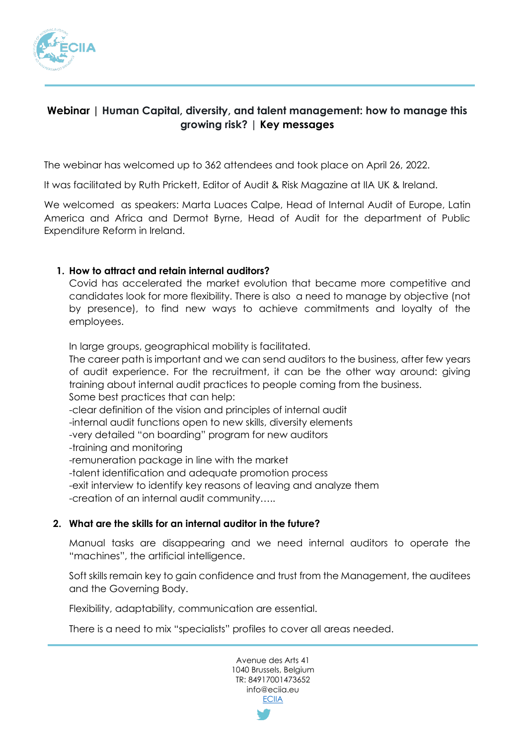## Webinar | Human Capital, diversity, and talent management: how to manage this growing risk? | Key messages

The webinar has welcomed up to 362 attendees and took place on April 26, 2022.

It was facilitated by Ruth Prickett, Editor of Audit & Risk Magazine at IIA UK & Ireland.

We welcomed as speakers: Marta Luaces Calpe, Head of Internal Audit of Europe, Latin America and Africa and Dermot Byrne, Head of Audit for the department of Public Expenditure Reform in Ireland.

1. **How to attract and retain internal auditors?**

   Covid has accelerated the market evolution that became more competitive and candidates look for more flexibility. There is also a need to manage by objective (not by presence), to find new ways to achieve commitments and loyalty of the employees.

   In large groups, geographical mobility is facilitated.
   The career path is important and we can send auditors to the business, after few years of audit experience. For the recruitment, it can be the other way around: giving training about internal audit practices to people coming from the business.
   Some best practices that can help:
   -clear definition of the vision and principles of internal audit
   -internal audit functions open to new skills, diversity elements
   -very detailed "on boarding" program for new auditors
   -training and monitoring
   -remuneration package in line with the market
   -talent identification and adequate promotion process
   -exit interview to identify key reasons of leaving and analyze them
   -creation of an internal audit community…..

2. **What are the skills for an internal auditor in the future?**

   Manual tasks are disappearing and we need internal auditors to operate the "machines", the artificial intelligence.

   Soft skills remain key to gain confidence and trust from the Management, the auditees and the Governing Body.

   Flexibility, adaptability, communication are essential.

   There is a need to mix "specialists" profiles to cover all areas needed.

Avenue des Arts 41
1040 Brussels, Belgium
TR: 84917001473652
info@eciia.eu
ECIIA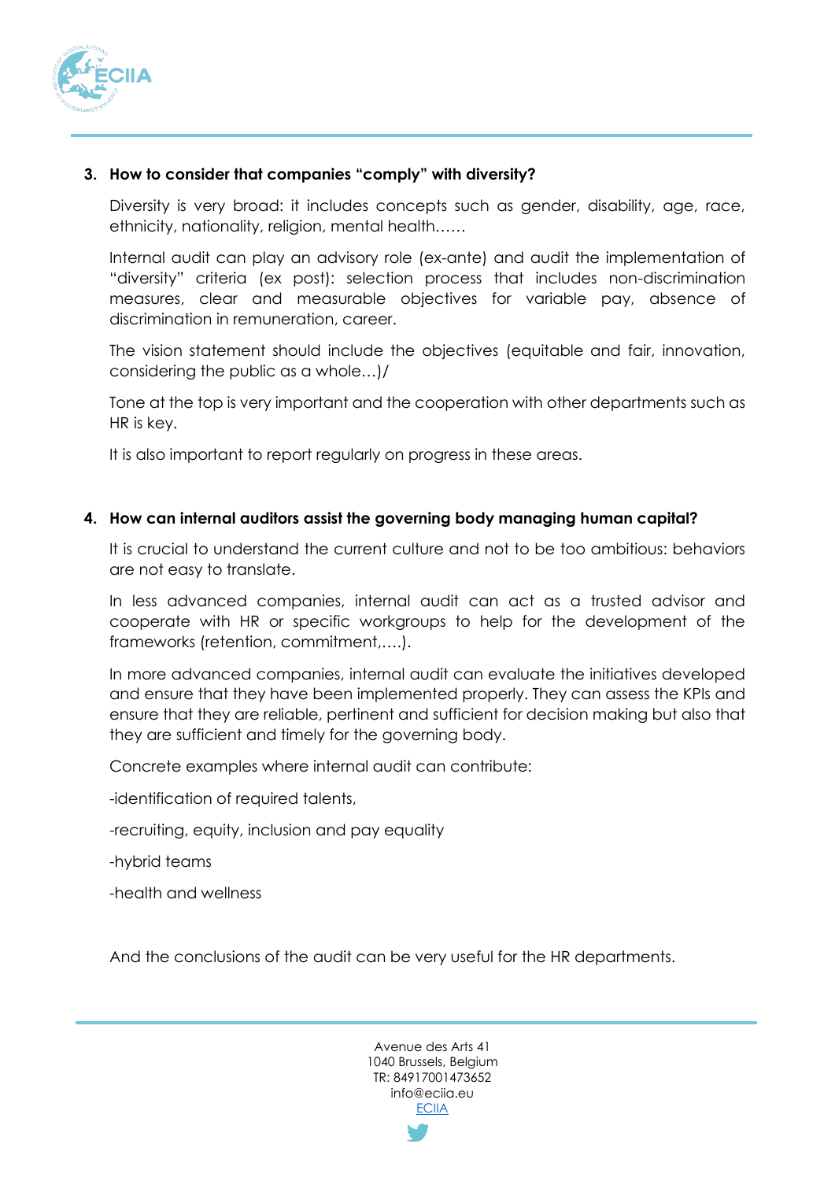### 3. How to consider that companies "comply" with diversity?

Diversity is very broad: it includes concepts such as gender, disability, age, race, ethnicity, nationality, religion, mental health……

Internal audit can play an advisory role (ex-ante) and audit the implementation of "diversity" criteria (ex post): selection process that includes non-discrimination measures, clear and measurable objectives for variable pay, absence of discrimination in remuneration, career.

The vision statement should include the objectives (equitable and fair, innovation, considering the public as a whole…)/

Tone at the top is very important and the cooperation with other departments such as HR is key.

It is also important to report regularly on progress in these areas.

### 4. How can internal auditors assist the governing body managing human capital?

It is crucial to understand the current culture and not to be too ambitious: behaviors are not easy to translate.

In less advanced companies, internal audit can act as a trusted advisor and cooperate with HR or specific workgroups to help for the development of the frameworks (retention, commitment,….).

In more advanced companies, internal audit can evaluate the initiatives developed and ensure that they have been implemented properly. They can assess the KPIs and ensure that they are reliable, pertinent and sufficient for decision making but also that they are sufficient and timely for the governing body.

Concrete examples where internal audit can contribute:

-identification of required talents,

-recruiting, equity, inclusion and pay equality

-hybrid teams

-health and wellness

And the conclusions of the audit can be very useful for the HR departments.

Avenue des Arts 41
1040 Brussels, Belgium
TR: 84917001473652
info@eciia.eu
ECIIA